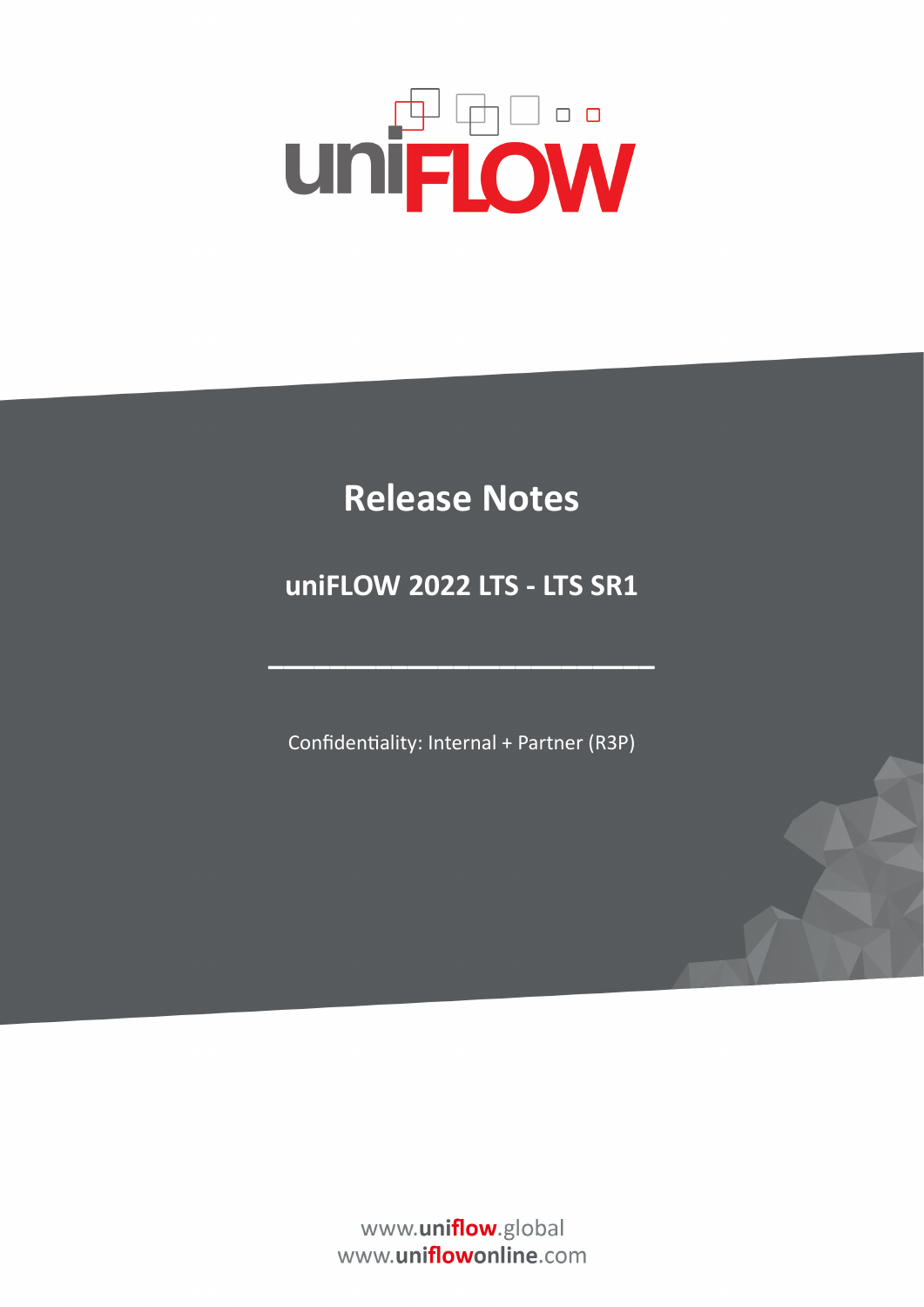uniFLOW

# Release Notes

## uniFLOW 2022 LTS - LTS SR1

Confidentiality: Internal + Partner (R3P)

www.uniflow.global
www.uniflowonline.com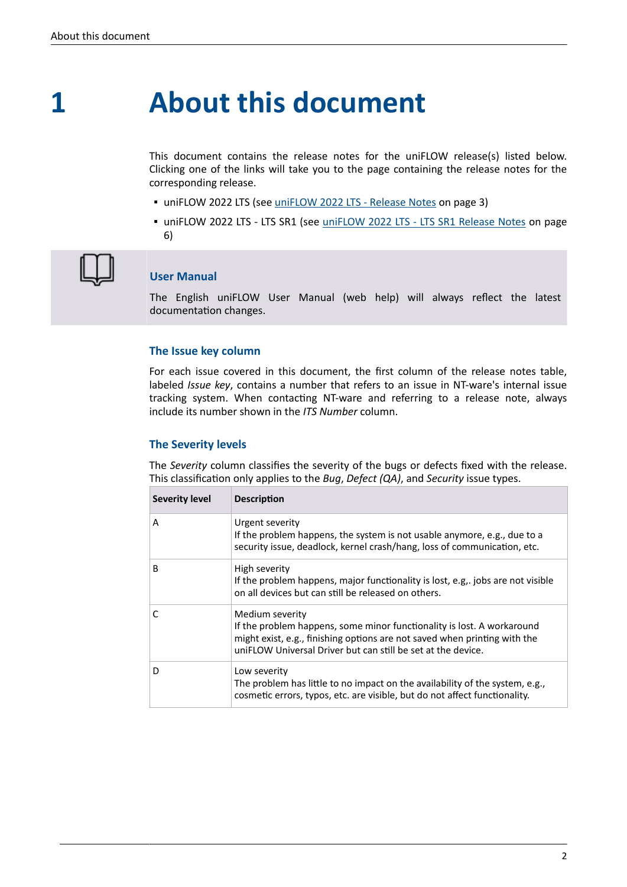# 1 About this document

This document contains the release notes for the uniFLOW release(s) listed below. Clicking one of the links will take you to the page containing the release notes for the corresponding release.

- uniFLOW 2022 LTS (see uniFLOW 2022 LTS - Release Notes on page 3)
- uniFLOW 2022 LTS - LTS SR1 (see uniFLOW 2022 LTS - LTS SR1 Release Notes on page 6)

### User Manual

The English uniFLOW User Manual (web help) will always reflect the latest documentation changes.

### The Issue key column

For each issue covered in this document, the first column of the release notes table, labeled *Issue key*, contains a number that refers to an issue in NT-ware's internal issue tracking system. When contacting NT-ware and referring to a release note, always include its number shown in the *ITS Number* column.

### The Severity levels

The *Severity* column classifies the severity of the bugs or defects fixed with the release. This classification only applies to the *Bug*, *Defect (QA)*, and *Security* issue types.

| Severity level | Description |
|---|---|
| A | Urgent severity<br>If the problem happens, the system is not usable anymore, e.g., due to a security issue, deadlock, kernel crash/hang, loss of communication, etc. |
| B | High severity<br>If the problem happens, major functionality is lost, e.g,. jobs are not visible on all devices but can still be released on others. |
| C | Medium severity<br>If the problem happens, some minor functionality is lost. A workaround might exist, e.g., finishing options are not saved when printing with the uniFLOW Universal Driver but can still be set at the device. |
| D | Low severity<br>The problem has little to no impact on the availability of the system, e.g., cosmetic errors, typos, etc. are visible, but do not affect functionality. |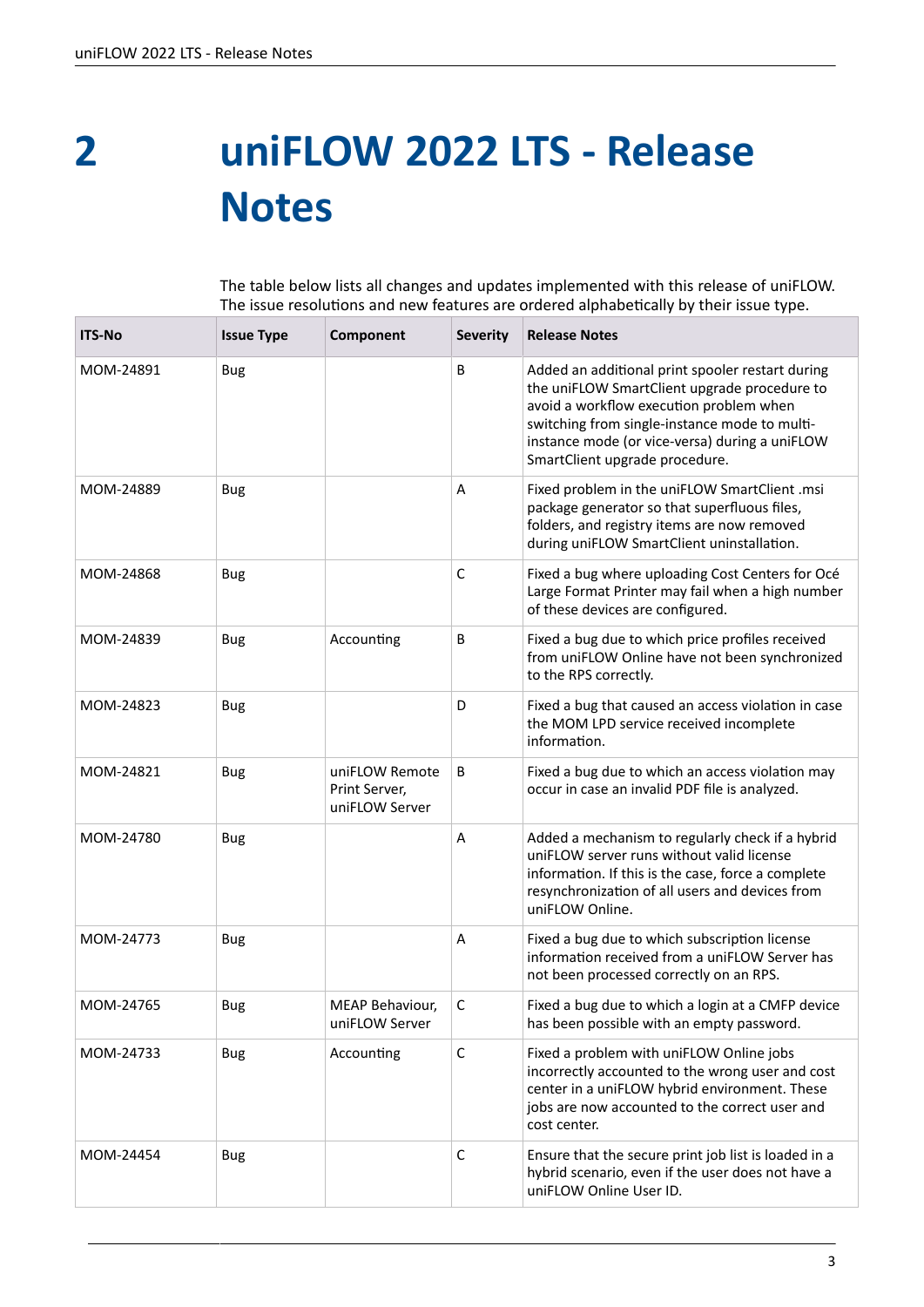# 2 uniFLOW 2022 LTS - Release Notes

The table below lists all changes and updates implemented with this release of uniFLOW. The issue resolutions and new features are ordered alphabetically by their issue type.

| ITS-No | Issue Type | Component | Severity | Release Notes |
|---|---|---|---|---|
| MOM-24891 | Bug | | B | Added an additional print spooler restart during the uniFLOW SmartClient upgrade procedure to avoid a workflow execution problem when switching from single-instance mode to multi-instance mode (or vice-versa) during a uniFLOW SmartClient upgrade procedure. |
| MOM-24889 | Bug | | A | Fixed problem in the uniFLOW SmartClient .msi package generator so that superfluous files, folders, and registry items are now removed during uniFLOW SmartClient uninstallation. |
| MOM-24868 | Bug | | C | Fixed a bug where uploading Cost Centers for Océ Large Format Printer may fail when a high number of these devices are configured. |
| MOM-24839 | Bug | Accounting | B | Fixed a bug due to which price profiles received from uniFLOW Online have not been synchronized to the RPS correctly. |
| MOM-24823 | Bug | | D | Fixed a bug that caused an access violation in case the MOM LPD service received incomplete information. |
| MOM-24821 | Bug | uniFLOW Remote Print Server, uniFLOW Server | B | Fixed a bug due to which an access violation may occur in case an invalid PDF file is analyzed. |
| MOM-24780 | Bug | | A | Added a mechanism to regularly check if a hybrid uniFLOW server runs without valid license information. If this is the case, force a complete resynchronization of all users and devices from uniFLOW Online. |
| MOM-24773 | Bug | | A | Fixed a bug due to which subscription license information received from a uniFLOW Server has not been processed correctly on an RPS. |
| MOM-24765 | Bug | MEAP Behaviour, uniFLOW Server | C | Fixed a bug due to which a login at a CMFP device has been possible with an empty password. |
| MOM-24733 | Bug | Accounting | C | Fixed a problem with uniFLOW Online jobs incorrectly accounted to the wrong user and cost center in a uniFLOW hybrid environment. These jobs are now accounted to the correct user and cost center. |
| MOM-24454 | Bug | | C | Ensure that the secure print job list is loaded in a hybrid scenario, even if the user does not have a uniFLOW Online User ID. |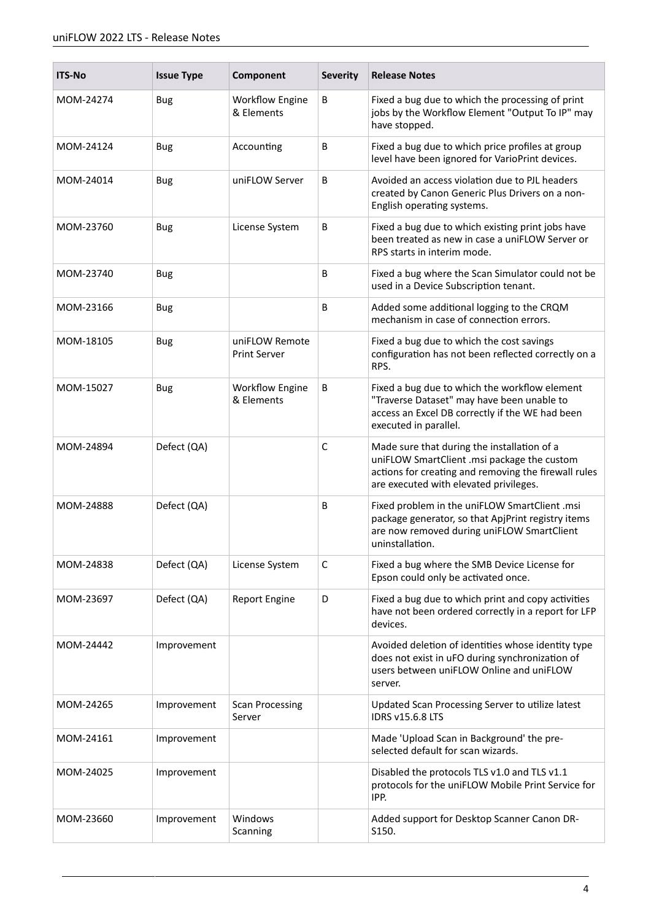| ITS-No | Issue Type | Component | Severity | Release Notes |
|---|---|---|---|---|
| MOM-24274 | Bug | Workflow Engine & Elements | B | Fixed a bug due to which the processing of print jobs by the Workflow Element "Output To IP" may have stopped. |
| MOM-24124 | Bug | Accounting | B | Fixed a bug due to which price profiles at group level have been ignored for VarioPrint devices. |
| MOM-24014 | Bug | uniFLOW Server | B | Avoided an access violation due to PJL headers created by Canon Generic Plus Drivers on a non-English operating systems. |
| MOM-23760 | Bug | License System | B | Fixed a bug due to which existing print jobs have been treated as new in case a uniFLOW Server or RPS starts in interim mode. |
| MOM-23740 | Bug | | B | Fixed a bug where the Scan Simulator could not be used in a Device Subscription tenant. |
| MOM-23166 | Bug | | B | Added some additional logging to the CRQM mechanism in case of connection errors. |
| MOM-18105 | Bug | uniFLOW Remote Print Server | | Fixed a bug due to which the cost savings configuration has not been reflected correctly on a RPS. |
| MOM-15027 | Bug | Workflow Engine & Elements | B | Fixed a bug due to which the workflow element "Traverse Dataset" may have been unable to access an Excel DB correctly if the WE had been executed in parallel. |
| MOM-24894 | Defect (QA) | | C | Made sure that during the installation of a uniFLOW SmartClient .msi package the custom actions for creating and removing the firewall rules are executed with elevated privileges. |
| MOM-24888 | Defect (QA) | | B | Fixed problem in the uniFLOW SmartClient .msi package generator, so that ApjPrint registry items are now removed during uniFLOW SmartClient uninstallation. |
| MOM-24838 | Defect (QA) | License System | C | Fixed a bug where the SMB Device License for Epson could only be activated once. |
| MOM-23697 | Defect (QA) | Report Engine | D | Fixed a bug due to which print and copy activities have not been ordered correctly in a report for LFP devices. |
| MOM-24442 | Improvement | | | Avoided deletion of identities whose identity type does not exist in uFO during synchronization of users between uniFLOW Online and uniFLOW server. |
| MOM-24265 | Improvement | Scan Processing Server | | Updated Scan Processing Server to utilize latest IDRS v15.6.8 LTS |
| MOM-24161 | Improvement | | | Made 'Upload Scan in Background' the pre-selected default for scan wizards. |
| MOM-24025 | Improvement | | | Disabled the protocols TLS v1.0 and TLS v1.1 protocols for the uniFLOW Mobile Print Service for IPP. |
| MOM-23660 | Improvement | Windows Scanning | | Added support for Desktop Scanner Canon DR-S150. |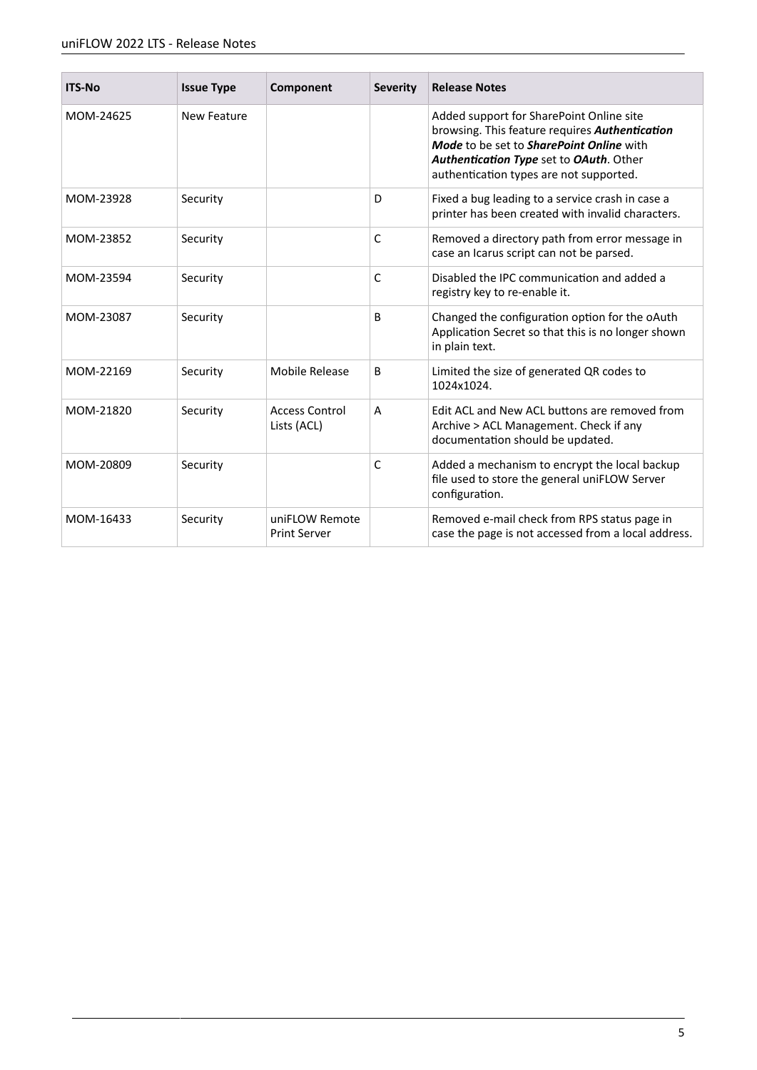| ITS-No | Issue Type | Component | Severity | Release Notes |
|---|---|---|---|---|
| MOM-24625 | New Feature | | | Added support for SharePoint Online site browsing. This feature requires ***Authentication Mode*** to be set to ***SharePoint Online*** with ***Authentication Type*** set to ***OAuth***. Other authentication types are not supported. |
| MOM-23928 | Security | | D | Fixed a bug leading to a service crash in case a printer has been created with invalid characters. |
| MOM-23852 | Security | | C | Removed a directory path from error message in case an Icarus script can not be parsed. |
| MOM-23594 | Security | | C | Disabled the IPC communication and added a registry key to re-enable it. |
| MOM-23087 | Security | | B | Changed the configuration option for the oAuth Application Secret so that this is no longer shown in plain text. |
| MOM-22169 | Security | Mobile Release | B | Limited the size of generated QR codes to 1024x1024. |
| MOM-21820 | Security | Access Control Lists (ACL) | A | Edit ACL and New ACL buttons are removed from Archive > ACL Management. Check if any documentation should be updated. |
| MOM-20809 | Security | | C | Added a mechanism to encrypt the local backup file used to store the general uniFLOW Server configuration. |
| MOM-16433 | Security | uniFLOW Remote Print Server | | Removed e-mail check from RPS status page in case the page is not accessed from a local address. |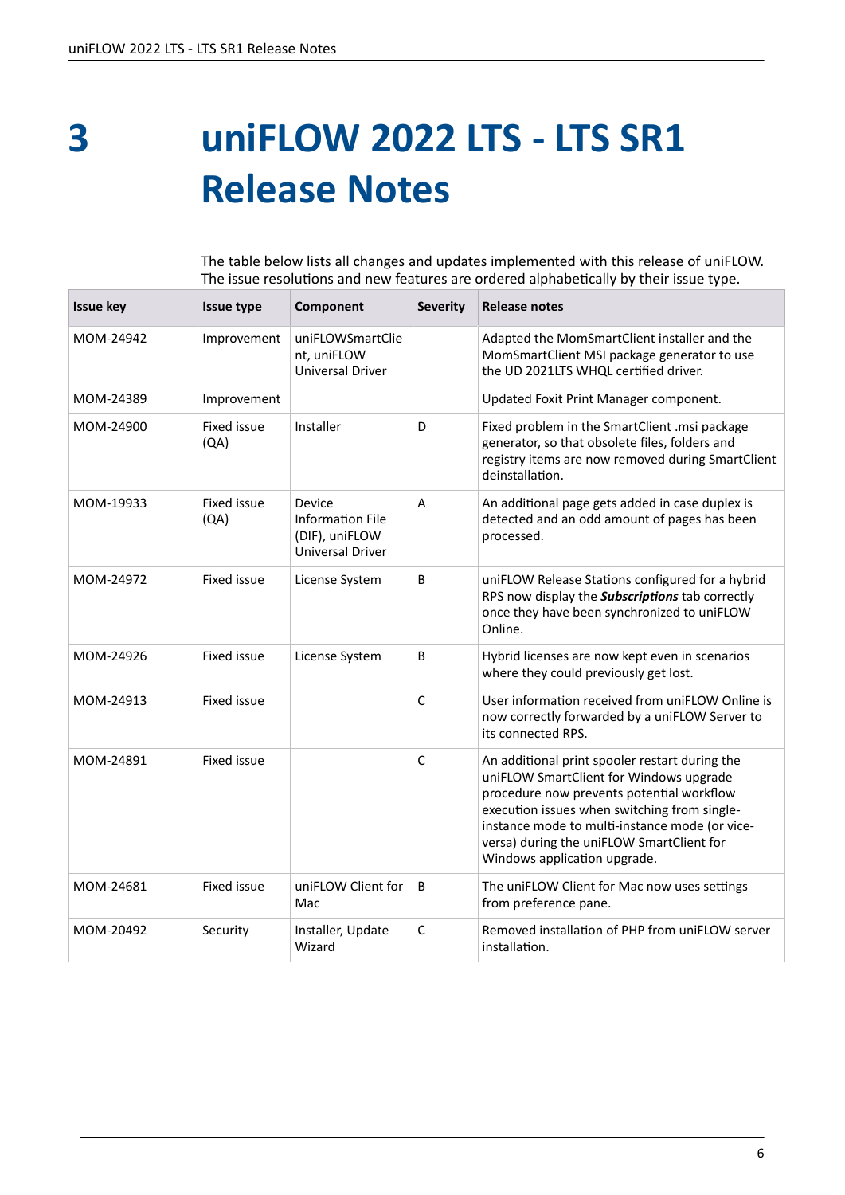# 3 uniFLOW 2022 LTS - LTS SR1 Release Notes

The table below lists all changes and updates implemented with this release of uniFLOW. The issue resolutions and new features are ordered alphabetically by their issue type.

| Issue key | Issue type | Component | Severity | Release notes |
|---|---|---|---|---|
| MOM-24942 | Improvement | uniFLOWSmartClient, uniFLOW Universal Driver | | Adapted the MomSmartClient installer and the MomSmartClient MSI package generator to use the UD 2021LTS WHQL certified driver. |
| MOM-24389 | Improvement | | | Updated Foxit Print Manager component. |
| MOM-24900 | Fixed issue (QA) | Installer | D | Fixed problem in the SmartClient .msi package generator, so that obsolete files, folders and registry items are now removed during SmartClient deinstallation. |
| MOM-19933 | Fixed issue (QA) | Device Information File (DIF), uniFLOW Universal Driver | A | An additional page gets added in case duplex is detected and an odd amount of pages has been processed. |
| MOM-24972 | Fixed issue | License System | B | uniFLOW Release Stations configured for a hybrid RPS now display the ***Subscriptions*** tab correctly once they have been synchronized to uniFLOW Online. |
| MOM-24926 | Fixed issue | License System | B | Hybrid licenses are now kept even in scenarios where they could previously get lost. |
| MOM-24913 | Fixed issue | | C | User information received from uniFLOW Online is now correctly forwarded by a uniFLOW Server to its connected RPS. |
| MOM-24891 | Fixed issue | | C | An additional print spooler restart during the uniFLOW SmartClient for Windows upgrade procedure now prevents potential workflow execution issues when switching from single-instance mode to multi-instance mode (or vice-versa) during the uniFLOW SmartClient for Windows application upgrade. |
| MOM-24681 | Fixed issue | uniFLOW Client for Mac | B | The uniFLOW Client for Mac now uses settings from preference pane. |
| MOM-20492 | Security | Installer, Update Wizard | C | Removed installation of PHP from uniFLOW server installation. |